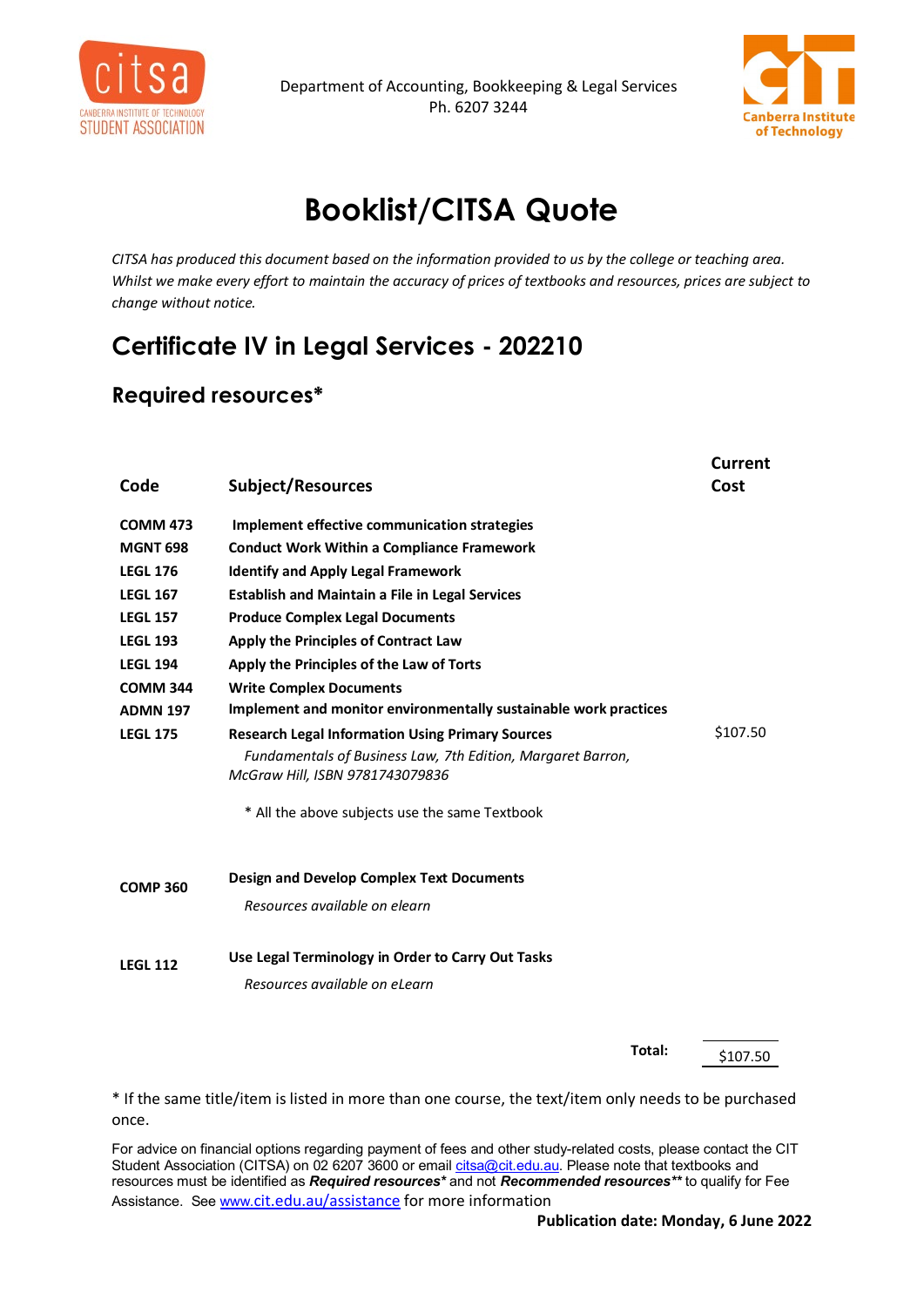Department of Accounting, Bookkeeping & Legal Services
Ph. 6207 3244

# Booklist/CITSA Quote

*CITSA has produced this document based on the information provided to us by the college or teaching area. Whilst we make every effort to maintain the accuracy of prices of textbooks and resources, prices are subject to change without notice.*

## Certificate IV in Legal Services - 202210

### Required resources*

| Code | Subject/Resources | Current Cost |
|---|---|---|
| **COMM 473** | **Implement effective communication strategies** | |
| **MGNT 698** | **Conduct Work Within a Compliance Framework** | |
| **LEGL 176** | **Identify and Apply Legal Framework** | |
| **LEGL 167** | **Establish and Maintain a File in Legal Services** | |
| **LEGL 157** | **Produce Complex Legal Documents** | |
| **LEGL 193** | **Apply the Principles of Contract Law** | |
| **LEGL 194** | **Apply the Principles of the Law of Torts** | |
| **COMM 344** | **Write Complex Documents** | |
| **ADMN 197** | **Implement and monitor environmentally sustainable work practices** | |
| **LEGL 175** | **Research Legal Information Using Primary Sources**<br>*Fundamentals of Business Law, 7th Edition, Margaret Barron, McGraw Hill, ISBN 9781743079836*<br>* All the above subjects use the same Textbook | $107.50 |
| **COMP 360** | **Design and Develop Complex Text Documents**<br>*Resources available on elearn* | |
| **LEGL 112** | **Use Legal Terminology in Order to Carry Out Tasks**<br>*Resources available on eLearn* | |
| | **Total:** | $107.50 |

* If the same title/item is listed in more than one course, the text/item only needs to be purchased once.

For advice on financial options regarding payment of fees and other study-related costs, please contact the CIT Student Association (CITSA) on 02 6207 3600 or email citsa@cit.edu.au. Please note that textbooks and resources must be identified as ***Required resources**** and not ***Recommended resources**** to qualify for Fee Assistance. See www.cit.edu.au/assistance for more information

**Publication date: Monday, 6 June 2022**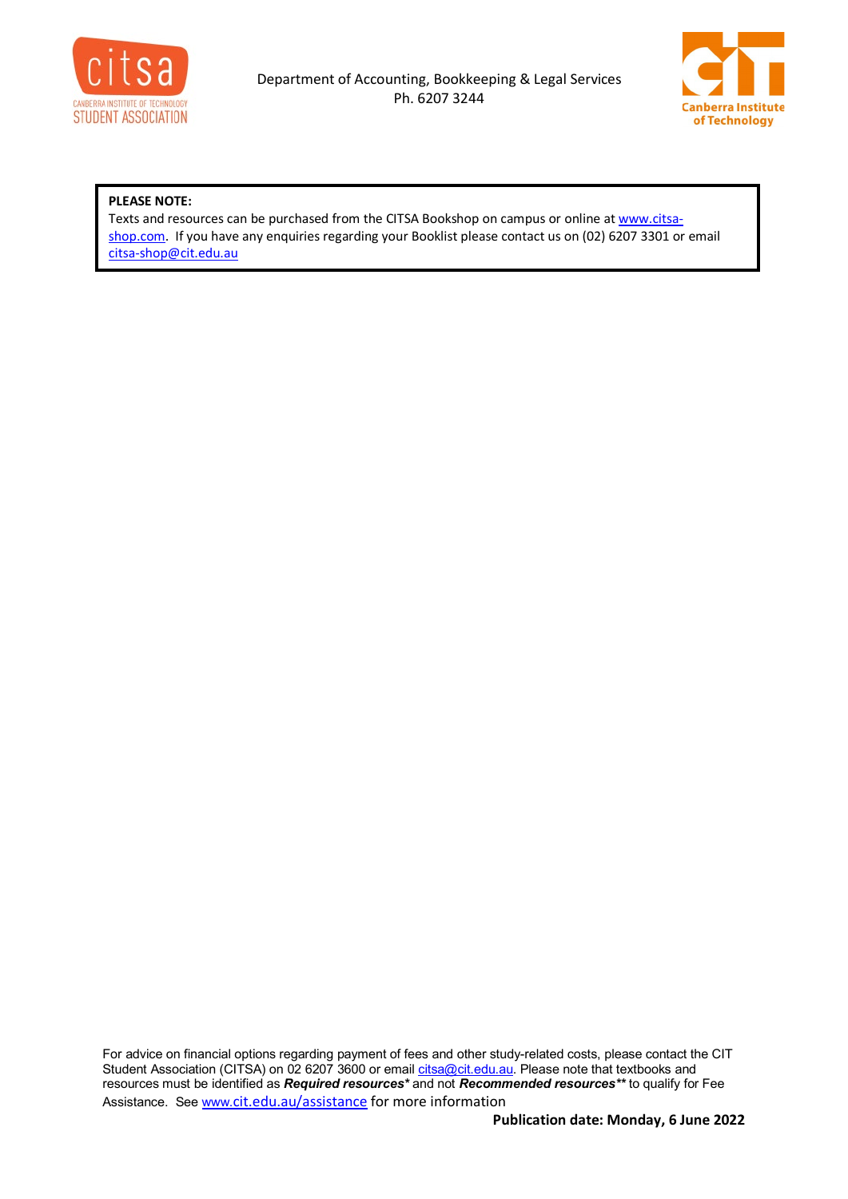Department of Accounting, Bookkeeping & Legal Services
Ph. 6207 3244

**PLEASE NOTE:**
Texts and resources can be purchased from the CITSA Bookshop on campus or online at [www.citsa-shop.com](http://www.citsa-shop.com). If you have any enquiries regarding your Booklist please contact us on (02) 6207 3301 or email [citsa-shop@cit.edu.au](mailto:citsa-shop@cit.edu.au)

For advice on financial options regarding payment of fees and other study-related costs, please contact the CIT Student Association (CITSA) on 02 6207 3600 or email [citsa@cit.edu.au](mailto:citsa@cit.edu.au). Please note that textbooks and resources must be identified as ***Required resources**** and not ***Recommended resources***** to qualify for Fee Assistance. See [www.cit.edu.au/assistance](http://www.cit.edu.au/assistance) for more information

**Publication date: Monday, 6 June 2022**